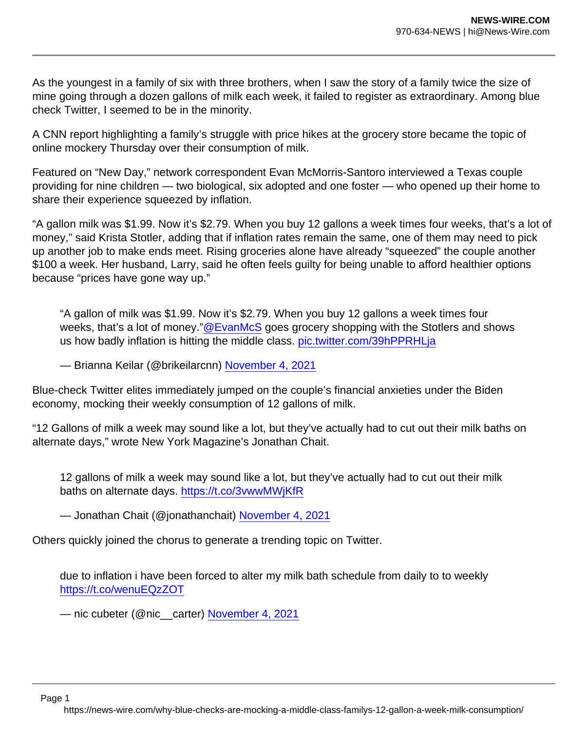As the youngest in a family of six with three brothers, when I saw the story of a family twice the size of mine going through a dozen gallons of milk each week, it failed to register as extraordinary. Among blue check Twitter, I seemed to be in the minority.

A CNN report highlighting a family's struggle with price hikes at the grocery store became the topic of online mockery Thursday over their consumption of milk.

Featured on "New Day," network correspondent Evan McMorris-Santoro interviewed a Texas couple providing for nine children — two biological, six adopted and one foster — who opened up their home to share their experience squeezed by inflation.

"A gallon milk was $1.99. Now it's $2.79. When you buy 12 gallons a week times four weeks, that's a lot of money," said Krista Stotler, adding that if inflation rates remain the same, one of them may need to pick up another job to make ends meet. Rising groceries alone have already "squeezed" the couple another $100 a week. Her husband, Larry, said he often feels guilty for being unable to afford healthier options because "prices have gone way up."

> "A gallon of milk was $1.99. Now it's $2.79. When you buy 12 gallons a week times four weeks, that's a lot of money."[@EvanMcS](https://twitter.com/EvanMcS) goes grocery shopping with the Stotlers and shows us how badly inflation is hitting the middle class. [pic.twitter.com/39hPPRHLja](https://pic.twitter.com/39hPPRHLja)
>
> — Brianna Keilar (@brikeilarcnn) [November 4, 2021](#)

Blue-check Twitter elites immediately jumped on the couple's financial anxieties under the Biden economy, mocking their weekly consumption of 12 gallons of milk.

"12 Gallons of milk a week may sound like a lot, but they've actually had to cut out their milk baths on alternate days," wrote New York Magazine's Jonathan Chait.

> 12 gallons of milk a week may sound like a lot, but they've actually had to cut out their milk baths on alternate days. [https://t.co/3vwwMWjKfR](https://t.co/3vwwMWjKfR)
>
> — Jonathan Chait (@jonathanchait) [November 4, 2021](#)

Others quickly joined the chorus to generate a trending topic on Twitter.

> due to inflation i have been forced to alter my milk bath schedule from daily to to weekly [https://t.co/wenuEQzZOT](https://t.co/wenuEQzZOT)
>
> — nic cubeter (@nic__carter) [November 4, 2021](#)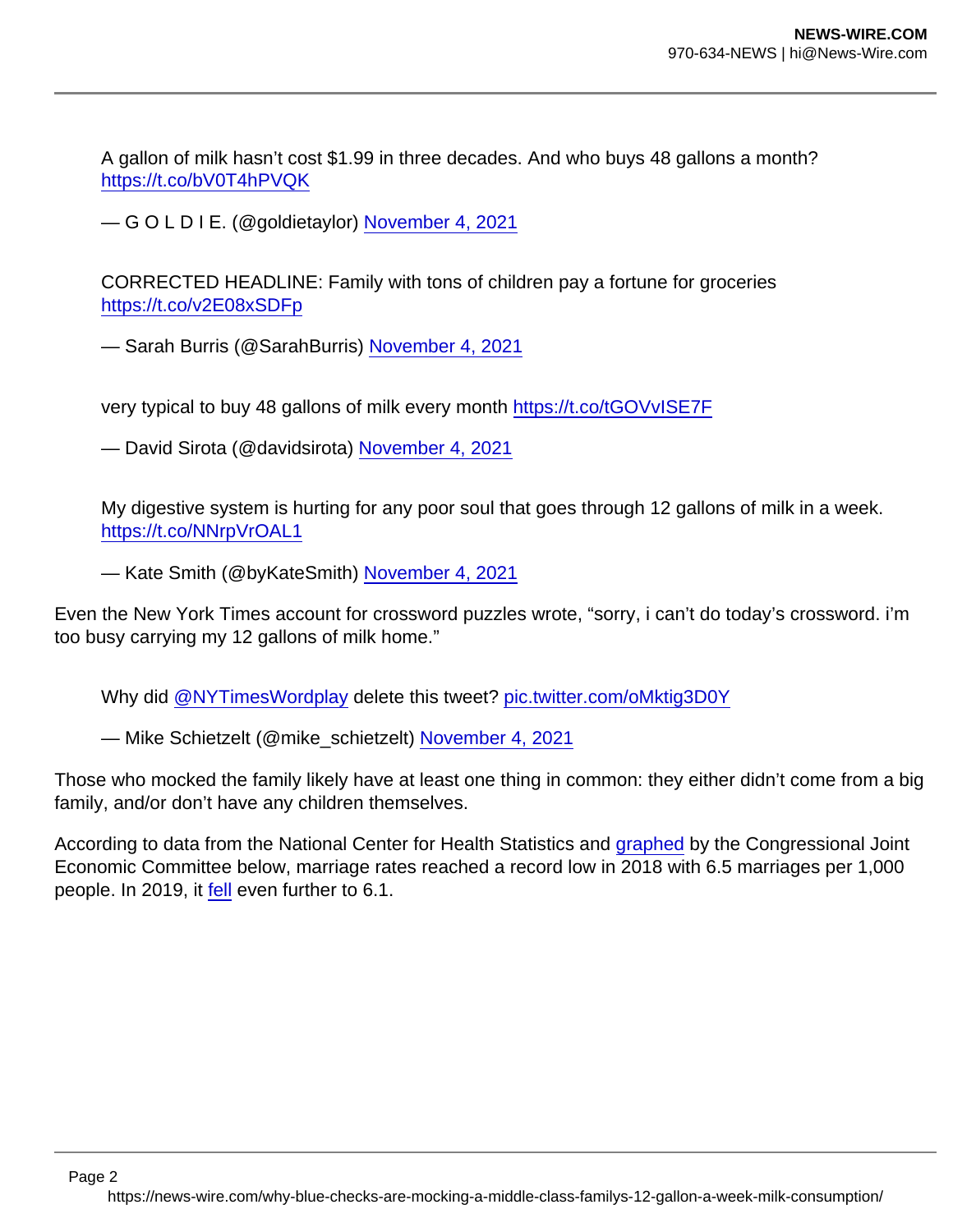> A gallon of milk hasn't cost $1.99 in three decades. And who buys 48 gallons a month? [https://t.co/bV0T4hPVQK](https://t.co/bV0T4hPVQK)
>
> — G O L D I E. (@goldietaylor) [November 4, 2021](#)

> CORRECTED HEADLINE: Family with tons of children pay a fortune for groceries [https://t.co/v2E08xSDFp](https://t.co/v2E08xSDFp)
>
> — Sarah Burris (@SarahBurris) [November 4, 2021](#)

> very typical to buy 48 gallons of milk every month [https://t.co/tGOVvISE7F](https://t.co/tGOVvISE7F)
>
> — David Sirota (@davidsirota) [November 4, 2021](#)

> My digestive system is hurting for any poor soul that goes through 12 gallons of milk in a week. [https://t.co/NNrpVrOAL1](https://t.co/NNrpVrOAL1)
>
> — Kate Smith (@byKateSmith) [November 4, 2021](#)

Even the New York Times account for crossword puzzles wrote, "sorry, i can't do today's crossword. i'm too busy carrying my 12 gallons of milk home."

> Why did [@NYTimesWordplay](#) delete this tweet? [pic.twitter.com/oMktig3D0Y](#)
>
> — Mike Schietzelt (@mike_schietzelt) [November 4, 2021](#)

Those who mocked the family likely have at least one thing in common: they either didn't come from a big family, and/or don't have any children themselves.

According to data from the National Center for Health Statistics and [graphed](#) by the Congressional Joint Economic Committee below, marriage rates reached a record low in 2018 with 6.5 marriages per 1,000 people. In 2019, it [fell](#) even further to 6.1.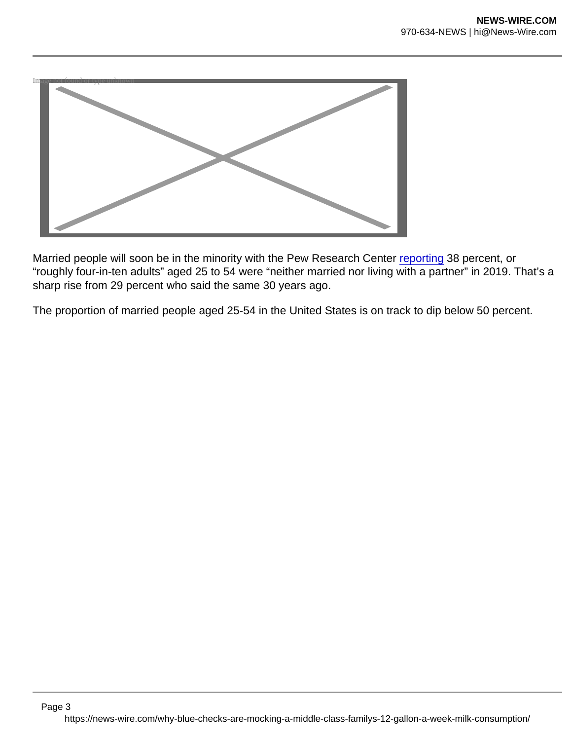Married people will soon be in the minority with the Pew Research Center reporting 38 percent, or “roughly four-in-ten adults” aged 25 to 54 were “neither married nor living with a partner” in 2019. That’s a sharp rise from 29 percent who said the same 30 years ago.

The proportion of married people aged 25-54 in the United States is on track to dip below 50 percent.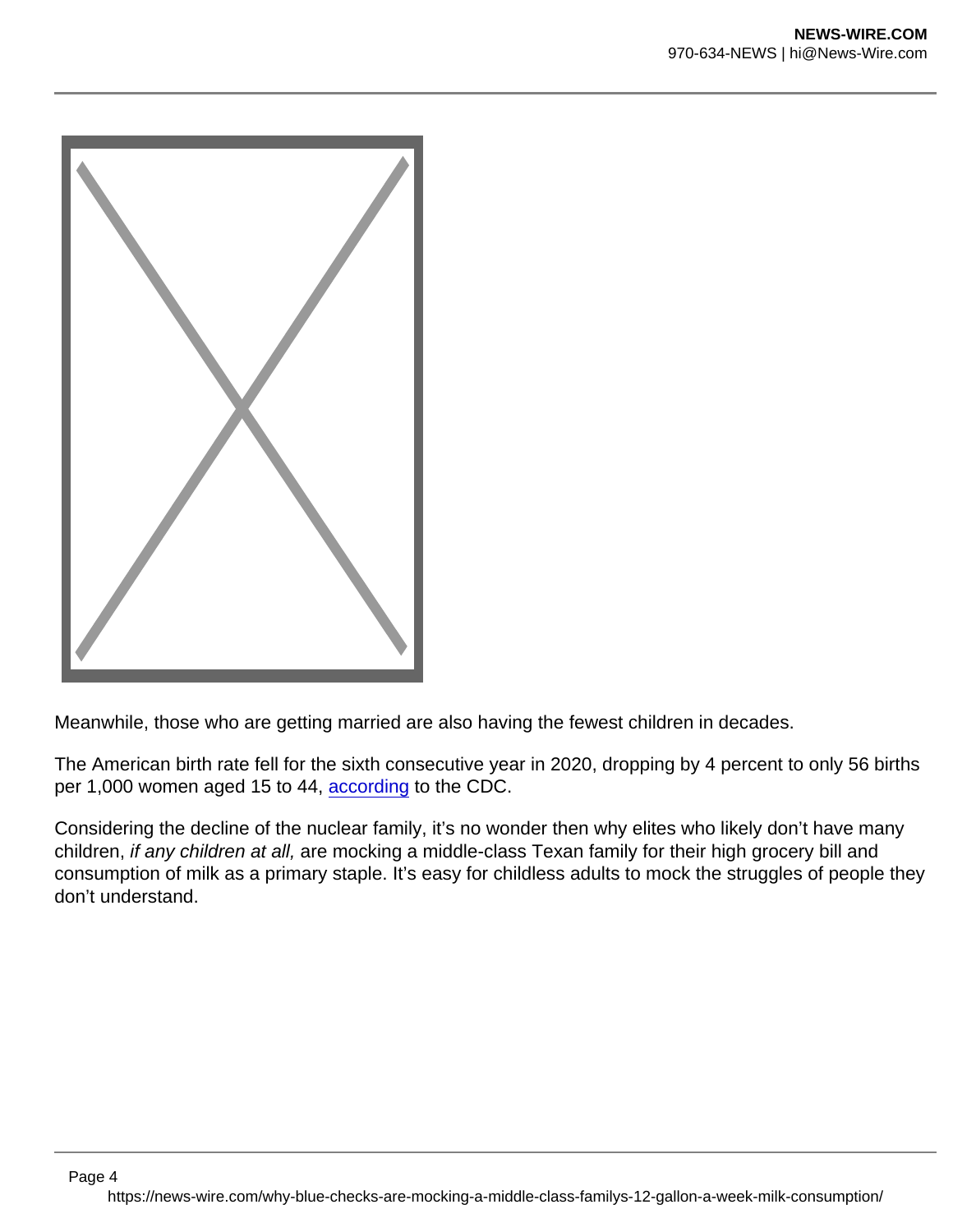Meanwhile, those who are getting married are also having the fewest children in decades.

The American birth rate fell for the sixth consecutive year in 2020, dropping by 4 percent to only 56 births per 1,000 women aged 15 to 44, according to the CDC.

Considering the decline of the nuclear family, it's no wonder then why elites who likely don't have many children, *if any children at all,* are mocking a middle-class Texan family for their high grocery bill and consumption of milk as a primary staple. It's easy for childless adults to mock the struggles of people they don't understand.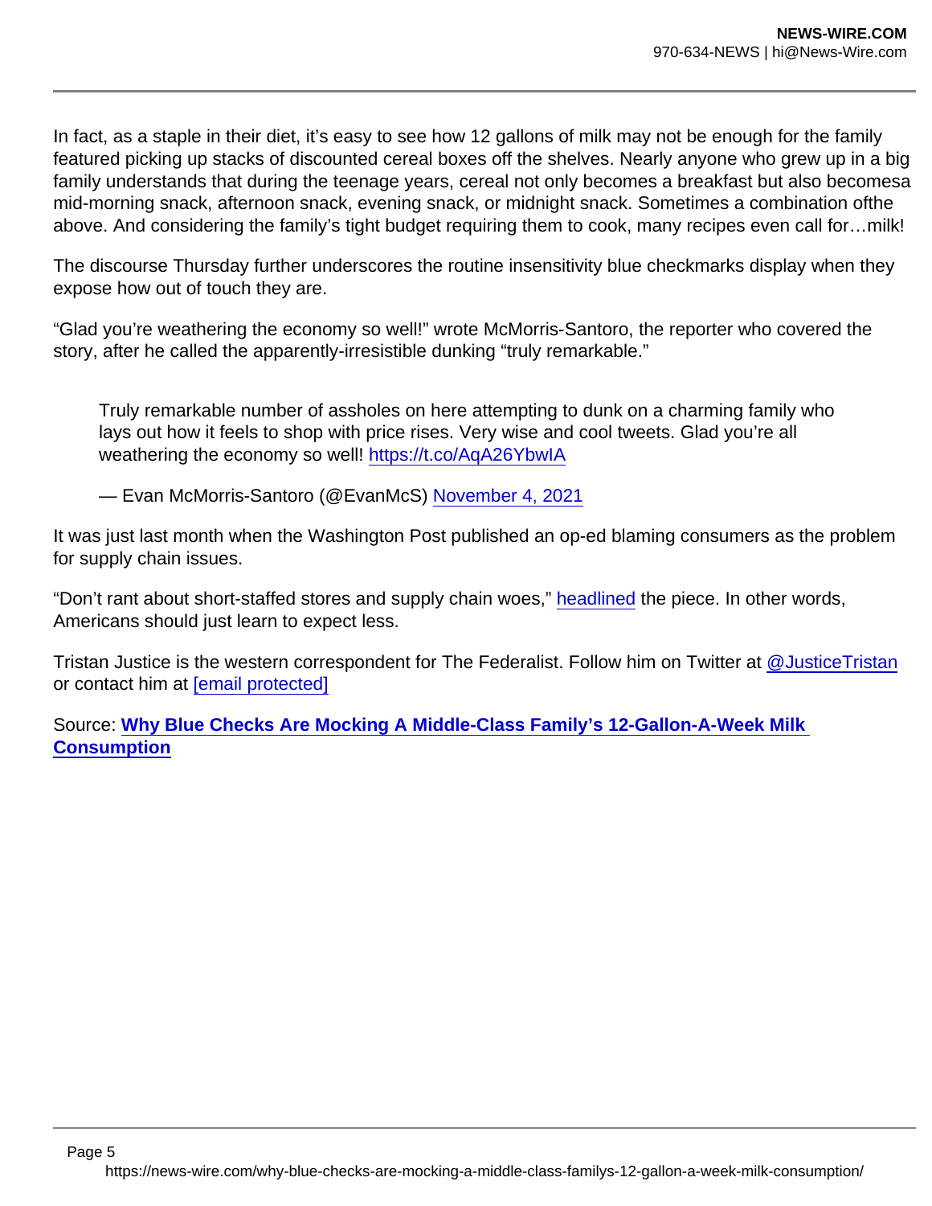In fact, as a staple in their diet, it's easy to see how 12 gallons of milk may not be enough for the family featured picking up stacks of discounted cereal boxes off the shelves. Nearly anyone who grew up in a big family understands that during the teenage years, cereal not only becomes a breakfast but also becomesa mid-morning snack, afternoon snack, evening snack, or midnight snack. Sometimes a combination ofthe above. And considering the family's tight budget requiring them to cook, many recipes even call for…milk!

The discourse Thursday further underscores the routine insensitivity blue checkmarks display when they expose how out of touch they are.

"Glad you're weathering the economy so well!" wrote McMorris-Santoro, the reporter who covered the story, after he called the apparently-irresistible dunking "truly remarkable."

> Truly remarkable number of assholes on here attempting to dunk on a charming family who lays out how it feels to shop with price rises. Very wise and cool tweets. Glad you're all weathering the economy so well! https://t.co/AqA26YbwIA
>
> — Evan McMorris-Santoro (@EvanMcS) November 4, 2021

It was just last month when the Washington Post published an op-ed blaming consumers as the problem for supply chain issues.

"Don't rant about short-staffed stores and supply chain woes," headlined the piece. In other words, Americans should just learn to expect less.

Tristan Justice is the western correspondent for The Federalist. Follow him on Twitter at @JusticeTristan or contact him at [email protected]

Source: **Why Blue Checks Are Mocking A Middle-Class Family's 12-Gallon-A-Week Milk Consumption**